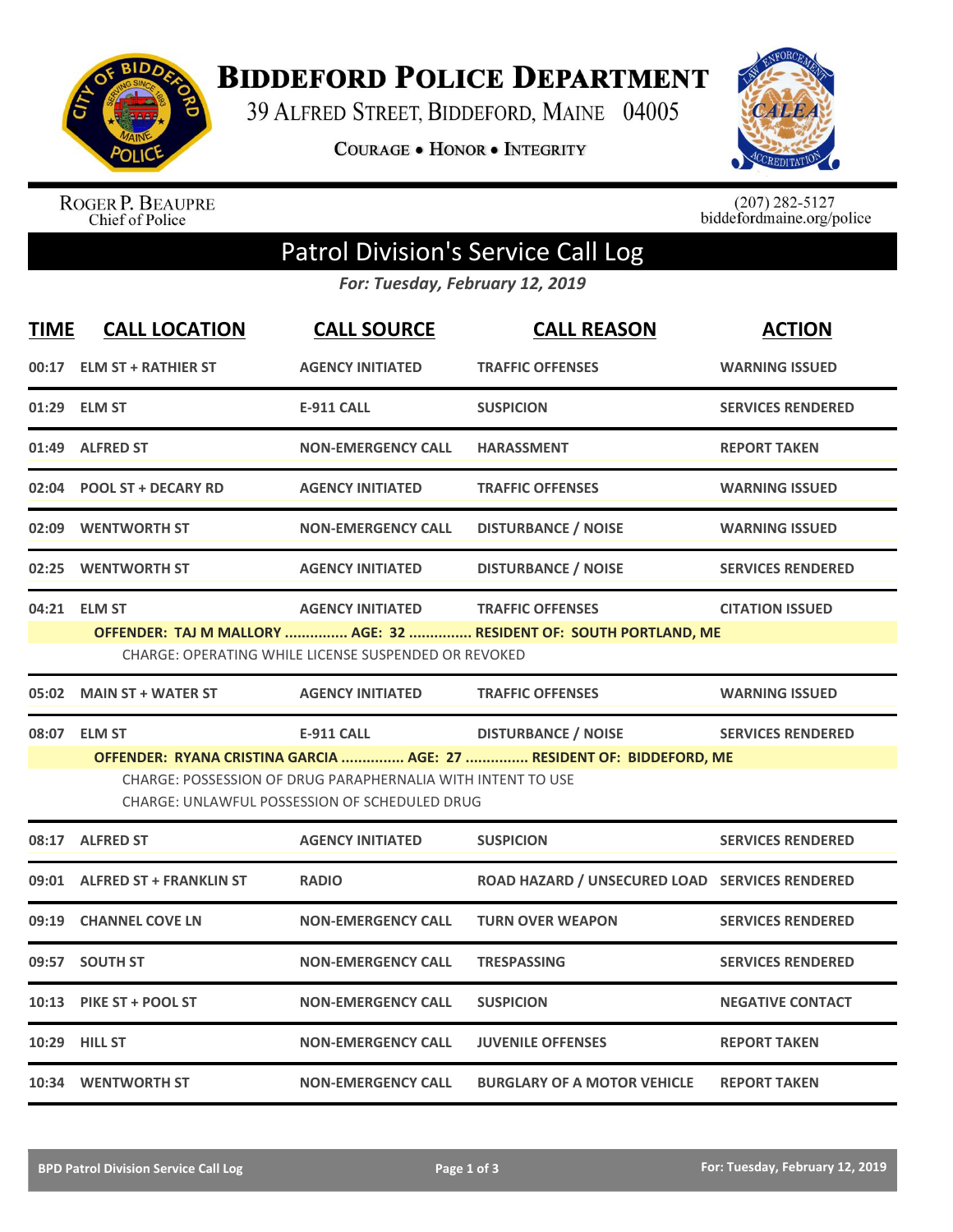# Biddeford Police Department

39 Alfred Street, Biddeford, Maine 04005

Courage • Honor • Integrity

Roger P. Beaupre
Chief of Police

(207) 282-5127
biddefordmaine.org/police

## Patrol Division's Service Call Log

*For: Tuesday, February 12, 2019*

| TIME | CALL LOCATION | CALL SOURCE | CALL REASON | ACTION |
|---|---|---|---|---|
| 00:17 | ELM ST + RATHIER ST | AGENCY INITIATED | TRAFFIC OFFENSES | WARNING ISSUED |
| 01:29 | ELM ST | E-911 CALL | SUSPICION | SERVICES RENDERED |
| 01:49 | ALFRED ST | NON-EMERGENCY CALL | HARASSMENT | REPORT TAKEN |
| 02:04 | POOL ST + DECARY RD | AGENCY INITIATED | TRAFFIC OFFENSES | WARNING ISSUED |
| 02:09 | WENTWORTH ST | NON-EMERGENCY CALL | DISTURBANCE / NOISE | WARNING ISSUED |
| 02:25 | WENTWORTH ST | AGENCY INITIATED | DISTURBANCE / NOISE | SERVICES RENDERED |
| 04:21 | ELM ST | AGENCY INITIATED | TRAFFIC OFFENSES | CITATION ISSUED |
| | OFFENDER: TAJ M MALLORY ............... AGE: 32 ............... RESIDENT OF: SOUTH PORTLAND, ME<br>CHARGE: OPERATING WHILE LICENSE SUSPENDED OR REVOKED | | | |
| 05:02 | MAIN ST + WATER ST | AGENCY INITIATED | TRAFFIC OFFENSES | WARNING ISSUED |
| 08:07 | ELM ST | E-911 CALL | DISTURBANCE / NOISE | SERVICES RENDERED |
| | OFFENDER: RYANA CRISTINA GARCIA ............... AGE: 27 ............... RESIDENT OF: BIDDEFORD, ME<br>CHARGE: POSSESSION OF DRUG PARAPHERNALIA WITH INTENT TO USE<br>CHARGE: UNLAWFUL POSSESSION OF SCHEDULED DRUG | | | |
| 08:17 | ALFRED ST | AGENCY INITIATED | SUSPICION | SERVICES RENDERED |
| 09:01 | ALFRED ST + FRANKLIN ST | RADIO | ROAD HAZARD / UNSECURED LOAD | SERVICES RENDERED |
| 09:19 | CHANNEL COVE LN | NON-EMERGENCY CALL | TURN OVER WEAPON | SERVICES RENDERED |
| 09:57 | SOUTH ST | NON-EMERGENCY CALL | TRESPASSING | SERVICES RENDERED |
| 10:13 | PIKE ST + POOL ST | NON-EMERGENCY CALL | SUSPICION | NEGATIVE CONTACT |
| 10:29 | HILL ST | NON-EMERGENCY CALL | JUVENILE OFFENSES | REPORT TAKEN |
| 10:34 | WENTWORTH ST | NON-EMERGENCY CALL | BURGLARY OF A MOTOR VEHICLE | REPORT TAKEN |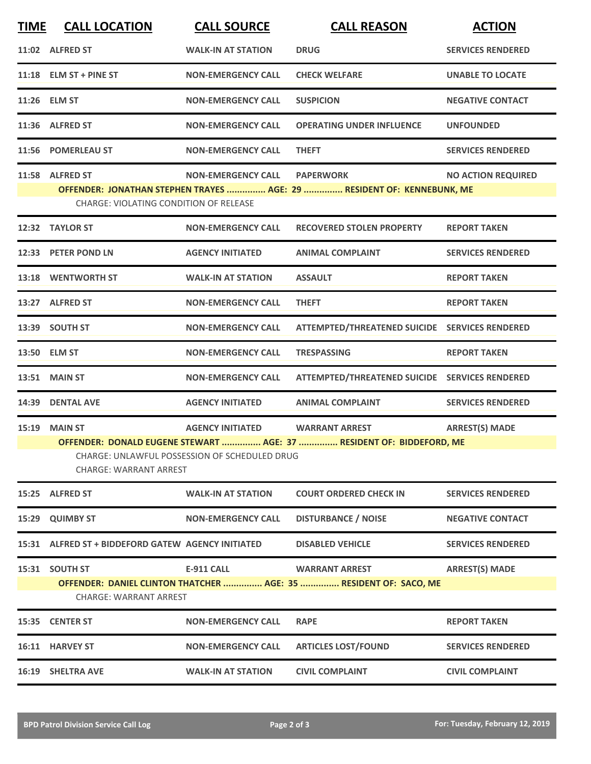| TIME | CALL LOCATION | CALL SOURCE | CALL REASON | ACTION |
| --- | --- | --- | --- | --- |
| 11:02 | ALFRED ST | WALK-IN AT STATION | DRUG | SERVICES RENDERED |
| 11:18 | ELM ST + PINE ST | NON-EMERGENCY CALL | CHECK WELFARE | UNABLE TO LOCATE |
| 11:26 | ELM ST | NON-EMERGENCY CALL | SUSPICION | NEGATIVE CONTACT |
| 11:36 | ALFRED ST | NON-EMERGENCY CALL | OPERATING UNDER INFLUENCE | UNFOUNDED |
| 11:56 | POMERLEAU ST | NON-EMERGENCY CALL | THEFT | SERVICES RENDERED |
| 11:58 | ALFRED ST | NON-EMERGENCY CALL | PAPERWORK | NO ACTION REQUIRED |
| | OFFENDER: JONATHAN STEPHEN TRAYES ............... AGE: 29 ............... RESIDENT OF: KENNEBUNK, ME | | | |
| | CHARGE: VIOLATING CONDITION OF RELEASE | | | |
| 12:32 | TAYLOR ST | NON-EMERGENCY CALL | RECOVERED STOLEN PROPERTY | REPORT TAKEN |
| 12:33 | PETER POND LN | AGENCY INITIATED | ANIMAL COMPLAINT | SERVICES RENDERED |
| 13:18 | WENTWORTH ST | WALK-IN AT STATION | ASSAULT | REPORT TAKEN |
| 13:27 | ALFRED ST | NON-EMERGENCY CALL | THEFT | REPORT TAKEN |
| 13:39 | SOUTH ST | NON-EMERGENCY CALL | ATTEMPTED/THREATENED SUICIDE | SERVICES RENDERED |
| 13:50 | ELM ST | NON-EMERGENCY CALL | TRESPASSING | REPORT TAKEN |
| 13:51 | MAIN ST | NON-EMERGENCY CALL | ATTEMPTED/THREATENED SUICIDE | SERVICES RENDERED |
| 14:39 | DENTAL AVE | AGENCY INITIATED | ANIMAL COMPLAINT | SERVICES RENDERED |
| 15:19 | MAIN ST | AGENCY INITIATED | WARRANT ARREST | ARREST(S) MADE |
| | OFFENDER: DONALD EUGENE STEWART ............... AGE: 37 ............... RESIDENT OF: BIDDEFORD, ME | | | |
| | CHARGE: UNLAWFUL POSSESSION OF SCHEDULED DRUG | | | |
| | CHARGE: WARRANT ARREST | | | |
| 15:25 | ALFRED ST | WALK-IN AT STATION | COURT ORDERED CHECK IN | SERVICES RENDERED |
| 15:29 | QUIMBY ST | NON-EMERGENCY CALL | DISTURBANCE / NOISE | NEGATIVE CONTACT |
| 15:31 | ALFRED ST + BIDDEFORD GATEW | AGENCY INITIATED | DISABLED VEHICLE | SERVICES RENDERED |
| 15:31 | SOUTH ST | E-911 CALL | WARRANT ARREST | ARREST(S) MADE |
| | OFFENDER: DANIEL CLINTON THATCHER ............... AGE: 35 ............... RESIDENT OF: SACO, ME | | | |
| | CHARGE: WARRANT ARREST | | | |
| 15:35 | CENTER ST | NON-EMERGENCY CALL | RAPE | REPORT TAKEN |
| 16:11 | HARVEY ST | NON-EMERGENCY CALL | ARTICLES LOST/FOUND | SERVICES RENDERED |
| 16:19 | SHELTRA AVE | WALK-IN AT STATION | CIVIL COMPLAINT | CIVIL COMPLAINT |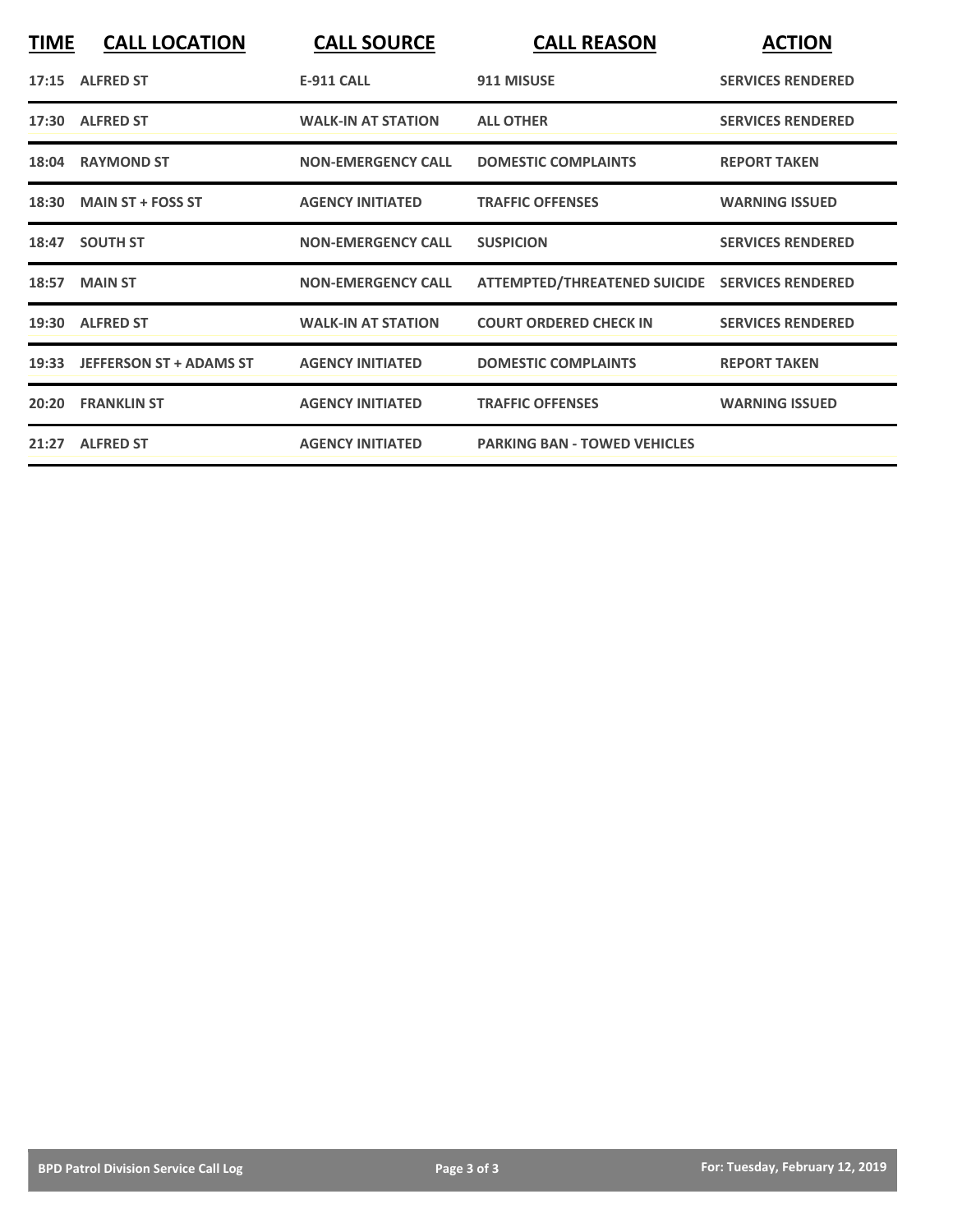| TIME | CALL LOCATION | CALL SOURCE | CALL REASON | ACTION |
|---|---|---|---|---|
| 17:15 | ALFRED ST | E-911 CALL | 911 MISUSE | SERVICES RENDERED |
| 17:30 | ALFRED ST | WALK-IN AT STATION | ALL OTHER | SERVICES RENDERED |
| 18:04 | RAYMOND ST | NON-EMERGENCY CALL | DOMESTIC COMPLAINTS | REPORT TAKEN |
| 18:30 | MAIN ST + FOSS ST | AGENCY INITIATED | TRAFFIC OFFENSES | WARNING ISSUED |
| 18:47 | SOUTH ST | NON-EMERGENCY CALL | SUSPICION | SERVICES RENDERED |
| 18:57 | MAIN ST | NON-EMERGENCY CALL | ATTEMPTED/THREATENED SUICIDE | SERVICES RENDERED |
| 19:30 | ALFRED ST | WALK-IN AT STATION | COURT ORDERED CHECK IN | SERVICES RENDERED |
| 19:33 | JEFFERSON ST + ADAMS ST | AGENCY INITIATED | DOMESTIC COMPLAINTS | REPORT TAKEN |
| 20:20 | FRANKLIN ST | AGENCY INITIATED | TRAFFIC OFFENSES | WARNING ISSUED |
| 21:27 | ALFRED ST | AGENCY INITIATED | PARKING BAN - TOWED VEHICLES | |